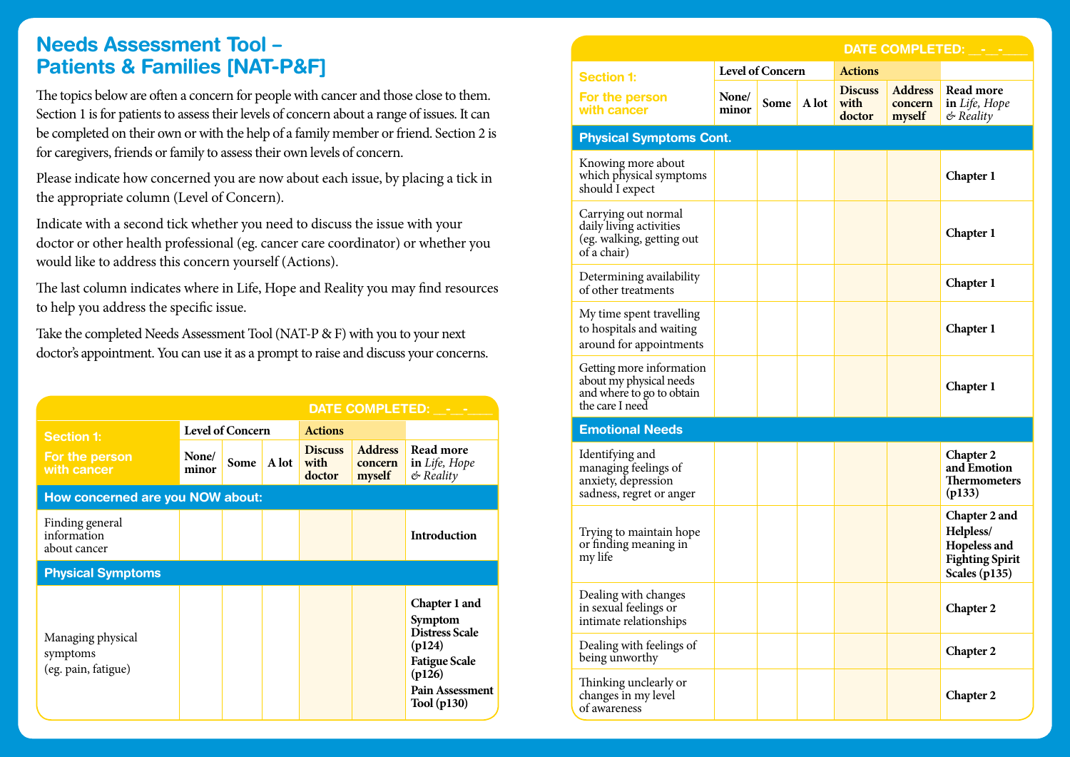# Needs Assessment Tool – Patients & Families [NAT-P&F]

The topics below are often a concern for people with cancer and those close to them. Section 1 is for patients to assess their levels of concern about a range of issues. It can be completed on their own or with the help of a family member or friend. Section 2 is for caregivers, friends or family to assess their own levels of concern.

Please indicate how concerned you are now about each issue, by placing a tick in the appropriate column (Level of Concern).

Indicate with a second tick whether you need to discuss the issue with your doctor or other health professional (eg. cancer care coordinator) or whether you would like to address this concern yourself (Actions).

The last column indicates where in Life, Hope and Reality you may find resources to help you address the specific issue.

Take the completed Needs Assessment Tool (NAT-P & F) with you to your next doctor's appointment. You can use it as a prompt to raise and discuss your concerns.

DATE COMPLETED: __-__-____

| Section 1: For the person with cancer | Level of Concern | | | Actions | | |
|---|---|---|---|---|---|---|
| | None/ minor | Some | A lot | Discuss with doctor | Address concern myself | Read more in *Life, Hope & Reality* |
| **How concerned are you NOW about:** | | | | | | |
| Finding general information about cancer | | | | | | **Introduction** |
| **Physical Symptoms** | | | | | | |
| Managing physical symptoms (eg. pain, fatigue) | | | | | | **Chapter 1 and Symptom Distress Scale (p124) Fatigue Scale (p126) Pain Assessment Tool (p130)** |

DATE COMPLETED: __-__-____

| Section 1: For the person with cancer | Level of Concern | | | Actions | | |
|---|---|---|---|---|---|---|
| | None/ minor | Some | A lot | Discuss with doctor | Address concern myself | Read more in *Life, Hope & Reality* |
| **Physical Symptoms Cont.** | | | | | | |
| Knowing more about which physical symptoms should I expect | | | | | | **Chapter 1** |
| Carrying out normal daily living activities (eg. walking, getting out of a chair) | | | | | | **Chapter 1** |
| Determining availability of other treatments | | | | | | **Chapter 1** |
| My time spent travelling to hospitals and waiting around for appointments | | | | | | **Chapter 1** |
| Getting more information about my physical needs and where to go to obtain the care I need | | | | | | **Chapter 1** |
| **Emotional Needs** | | | | | | |
| Identifying and managing feelings of anxiety, depression sadness, regret or anger | | | | | | **Chapter 2 and Emotion Thermometers (p133)** |
| Trying to maintain hope or finding meaning in my life | | | | | | **Chapter 2 and Helpless/ Hopeless and Fighting Spirit Scales (p135)** |
| Dealing with changes in sexual feelings or intimate relationships | | | | | | **Chapter 2** |
| Dealing with feelings of being unworthy | | | | | | **Chapter 2** |
| Thinking unclearly or changes in my level of awareness | | | | | | **Chapter 2** |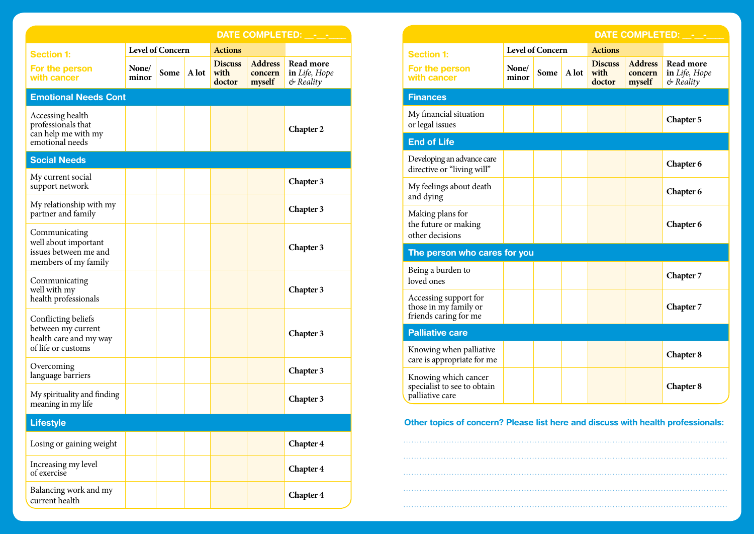**DATE COMPLETED: \_\_-\_\_-\_\_\_\_**

| Section 1: For the person with cancer | Level of Concern | | | Actions | | |
|---|---|---|---|---|---|---|
| | None/ minor | Some | A lot | Discuss with doctor | Address concern myself | Read more in *Life, Hope & Reality* |
| **Emotional Needs Cont** | | | | | | |
| Accessing health professionals that can help me with my emotional needs | | | | | | **Chapter 2** |
| **Social Needs** | | | | | | |
| My current social support network | | | | | | **Chapter 3** |
| My relationship with my partner and family | | | | | | **Chapter 3** |
| Communicating well about important issues between me and members of my family | | | | | | **Chapter 3** |
| Communicating well with my health professionals | | | | | | **Chapter 3** |
| Conflicting beliefs between my current health care and my way of life or customs | | | | | | **Chapter 3** |
| Overcoming language barriers | | | | | | **Chapter 3** |
| My spirituality and finding meaning in my life | | | | | | **Chapter 3** |
| **Lifestyle** | | | | | | |
| Losing or gaining weight | | | | | | **Chapter 4** |
| Increasing my level of exercise | | | | | | **Chapter 4** |
| Balancing work and my current health | | | | | | **Chapter 4** |

**DATE COMPLETED: \_\_-\_\_-\_\_\_\_**

| Section 1: For the person with cancer | Level of Concern | | | Actions | | |
|---|---|---|---|---|---|---|
| | None/ minor | Some | A lot | Discuss with doctor | Address concern myself | Read more in *Life, Hope & Reality* |
| **Finances** | | | | | | |
| My financial situation or legal issues | | | | | | **Chapter 5** |
| **End of Life** | | | | | | |
| Developing an advance care directive or “living will” | | | | | | **Chapter 6** |
| My feelings about death and dying | | | | | | **Chapter 6** |
| Making plans for the future or making other decisions | | | | | | **Chapter 6** |
| **The person who cares for you** | | | | | | |
| Being a burden to loved ones | | | | | | **Chapter 7** |
| Accessing support for those in my family or friends caring for me | | | | | | **Chapter 7** |
| **Palliative care** | | | | | | |
| Knowing when palliative care is appropriate for me | | | | | | **Chapter 8** |
| Knowing which cancer specialist to see to obtain palliative care | | | | | | **Chapter 8** |

**Other topics of concern? Please list here and discuss with health professionals:**

.............................................................................................................

.............................................................................................................

.............................................................................................................

.............................................................................................................

.............................................................................................................